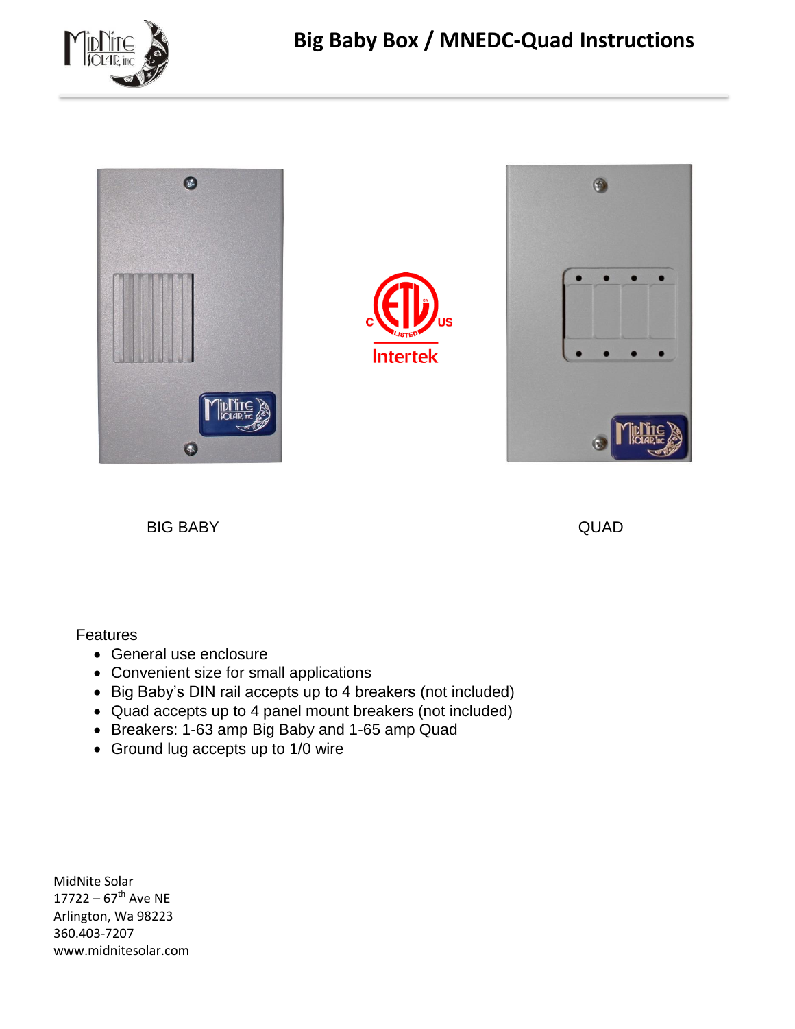# Big Baby Box / MNEDC-Quad Instructions

BIG BABY

QUAD

Features

- General use enclosure
- Convenient size for small applications
- Big Baby's DIN rail accepts up to 4 breakers (not included)
- Quad accepts up to 4 panel mount breakers (not included)
- Breakers: 1-63 amp Big Baby and 1-65 amp Quad
- Ground lug accepts up to 1/0 wire

MidNite Solar
17722 – 67th Ave NE
Arlington, Wa 98223
360.403-7207
www.midnitesolar.com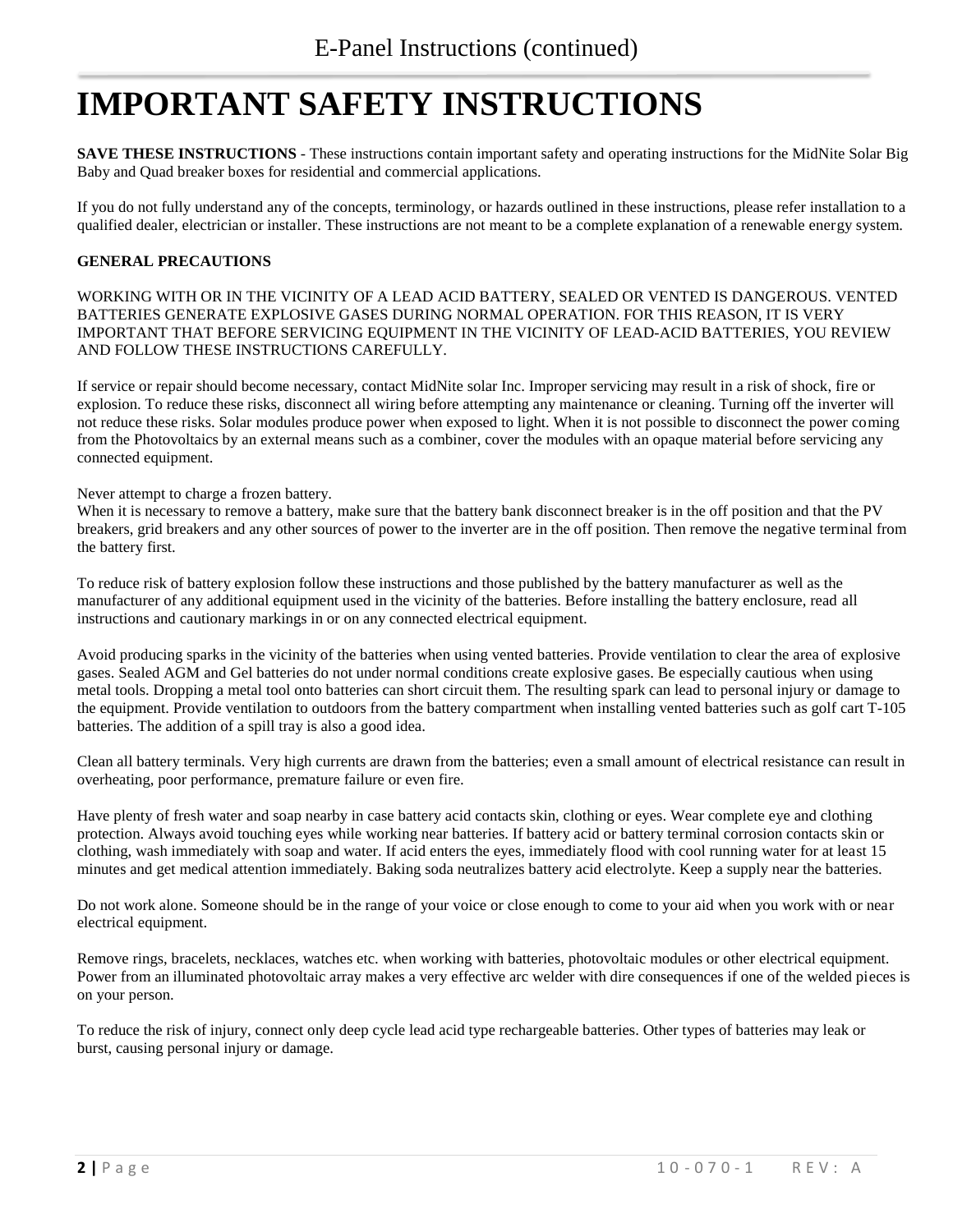# IMPORTANT SAFETY INSTRUCTIONS

**SAVE THESE INSTRUCTIONS** - These instructions contain important safety and operating instructions for the MidNite Solar Big Baby and Quad breaker boxes for residential and commercial applications.

If you do not fully understand any of the concepts, terminology, or hazards outlined in these instructions, please refer installation to a qualified dealer, electrician or installer. These instructions are not meant to be a complete explanation of a renewable energy system.

**GENERAL PRECAUTIONS**

WORKING WITH OR IN THE VICINITY OF A LEAD ACID BATTERY, SEALED OR VENTED IS DANGEROUS. VENTED BATTERIES GENERATE EXPLOSIVE GASES DURING NORMAL OPERATION. FOR THIS REASON, IT IS VERY IMPORTANT THAT BEFORE SERVICING EQUIPMENT IN THE VICINITY OF LEAD-ACID BATTERIES, YOU REVIEW AND FOLLOW THESE INSTRUCTIONS CAREFULLY.

If service or repair should become necessary, contact MidNite solar Inc. Improper servicing may result in a risk of shock, fire or explosion. To reduce these risks, disconnect all wiring before attempting any maintenance or cleaning. Turning off the inverter will not reduce these risks. Solar modules produce power when exposed to light. When it is not possible to disconnect the power coming from the Photovoltaics by an external means such as a combiner, cover the modules with an opaque material before servicing any connected equipment.

Never attempt to charge a frozen battery.
When it is necessary to remove a battery, make sure that the battery bank disconnect breaker is in the off position and that the PV breakers, grid breakers and any other sources of power to the inverter are in the off position. Then remove the negative terminal from the battery first.

To reduce risk of battery explosion follow these instructions and those published by the battery manufacturer as well as the manufacturer of any additional equipment used in the vicinity of the batteries. Before installing the battery enclosure, read all instructions and cautionary markings in or on any connected electrical equipment.

Avoid producing sparks in the vicinity of the batteries when using vented batteries. Provide ventilation to clear the area of explosive gases. Sealed AGM and Gel batteries do not under normal conditions create explosive gases. Be especially cautious when using metal tools. Dropping a metal tool onto batteries can short circuit them. The resulting spark can lead to personal injury or damage to the equipment. Provide ventilation to outdoors from the battery compartment when installing vented batteries such as golf cart T-105 batteries. The addition of a spill tray is also a good idea.

Clean all battery terminals. Very high currents are drawn from the batteries; even a small amount of electrical resistance can result in overheating, poor performance, premature failure or even fire.

Have plenty of fresh water and soap nearby in case battery acid contacts skin, clothing or eyes. Wear complete eye and clothing protection. Always avoid touching eyes while working near batteries. If battery acid or battery terminal corrosion contacts skin or clothing, wash immediately with soap and water. If acid enters the eyes, immediately flood with cool running water for at least 15 minutes and get medical attention immediately. Baking soda neutralizes battery acid electrolyte. Keep a supply near the batteries.

Do not work alone. Someone should be in the range of your voice or close enough to come to your aid when you work with or near electrical equipment.

Remove rings, bracelets, necklaces, watches etc. when working with batteries, photovoltaic modules or other electrical equipment. Power from an illuminated photovoltaic array makes a very effective arc welder with dire consequences if one of the welded pieces is on your person.

To reduce the risk of injury, connect only deep cycle lead acid type rechargeable batteries. Other types of batteries may leak or burst, causing personal injury or damage.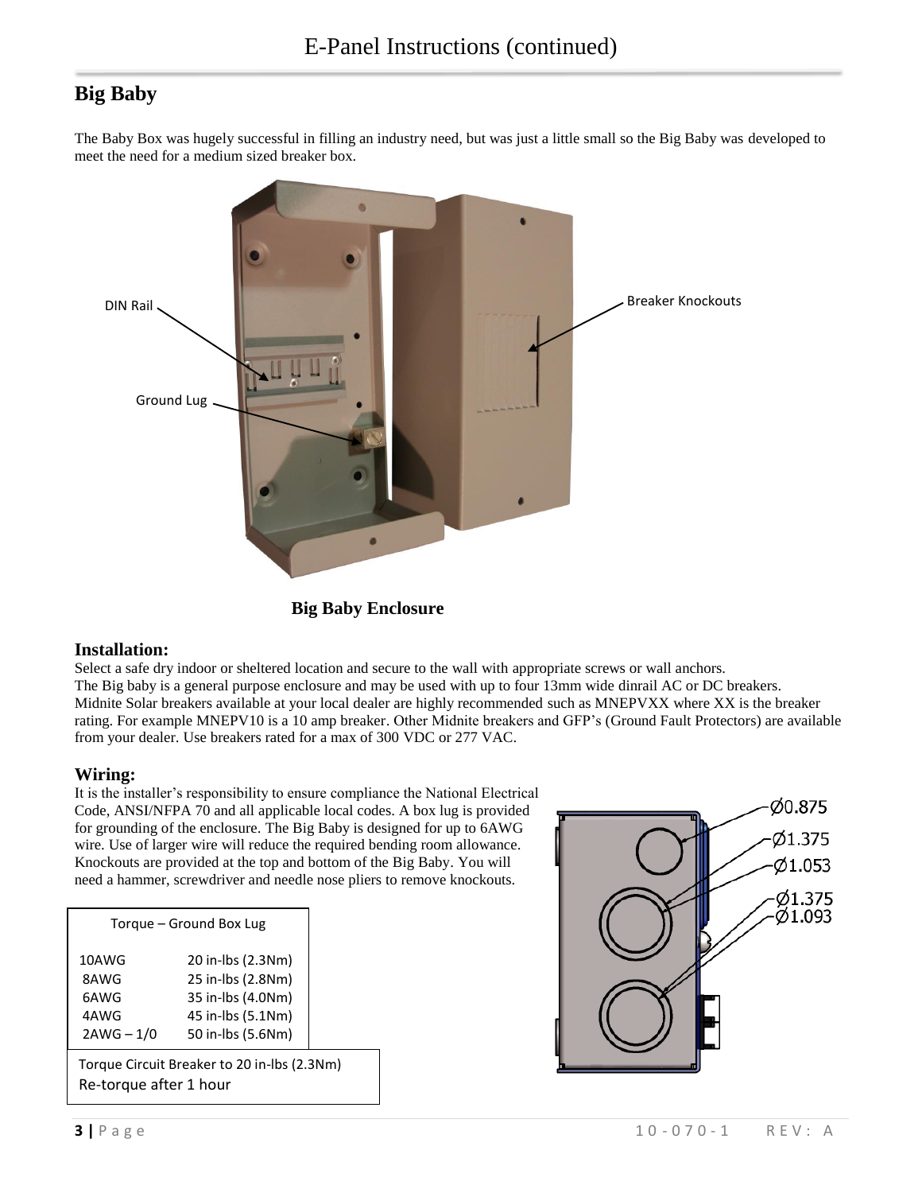## Big Baby

The Baby Box was hugely successful in filling an industry need, but was just a little small so the Big Baby was developed to meet the need for a medium sized breaker box.

DIN Rail

Breaker Knockouts

Ground Lug

**Big Baby Enclosure**

### Installation:

Select a safe dry indoor or sheltered location and secure to the wall with appropriate screws or wall anchors.
The Big baby is a general purpose enclosure and may be used with up to four 13mm wide dinrail AC or DC breakers. Midnite Solar breakers available at your local dealer are highly recommended such as MNEPVXX where XX is the breaker rating. For example MNEPV10 is a 10 amp breaker. Other Midnite breakers and GFP's (Ground Fault Protectors) are available from your dealer. Use breakers rated for a max of 300 VDC or 277 VAC.

### Wiring:

It is the installer's responsibility to ensure compliance the National Electrical Code, ANSI/NFPA 70 and all applicable local codes. A box lug is provided for grounding of the enclosure. The Big Baby is designed for up to 6AWG wire. Use of larger wire will reduce the required bending room allowance. Knockouts are provided at the top and bottom of the Big Baby. You will need a hammer, screwdriver and needle nose pliers to remove knockouts.

| Torque – Ground Box Lug | |
|---|---|
| 10AWG | 20 in-lbs (2.3Nm) |
| 8AWG | 25 in-lbs (2.8Nm) |
| 6AWG | 35 in-lbs (4.0Nm) |
| 4AWG | 45 in-lbs (5.1Nm) |
| 2AWG – 1/0 | 50 in-lbs (5.6Nm) |

Torque Circuit Breaker to 20 in-lbs (2.3Nm)
Re-torque after 1 hour

Ø0.875
Ø1.375
Ø1.053
Ø1.375
Ø1.093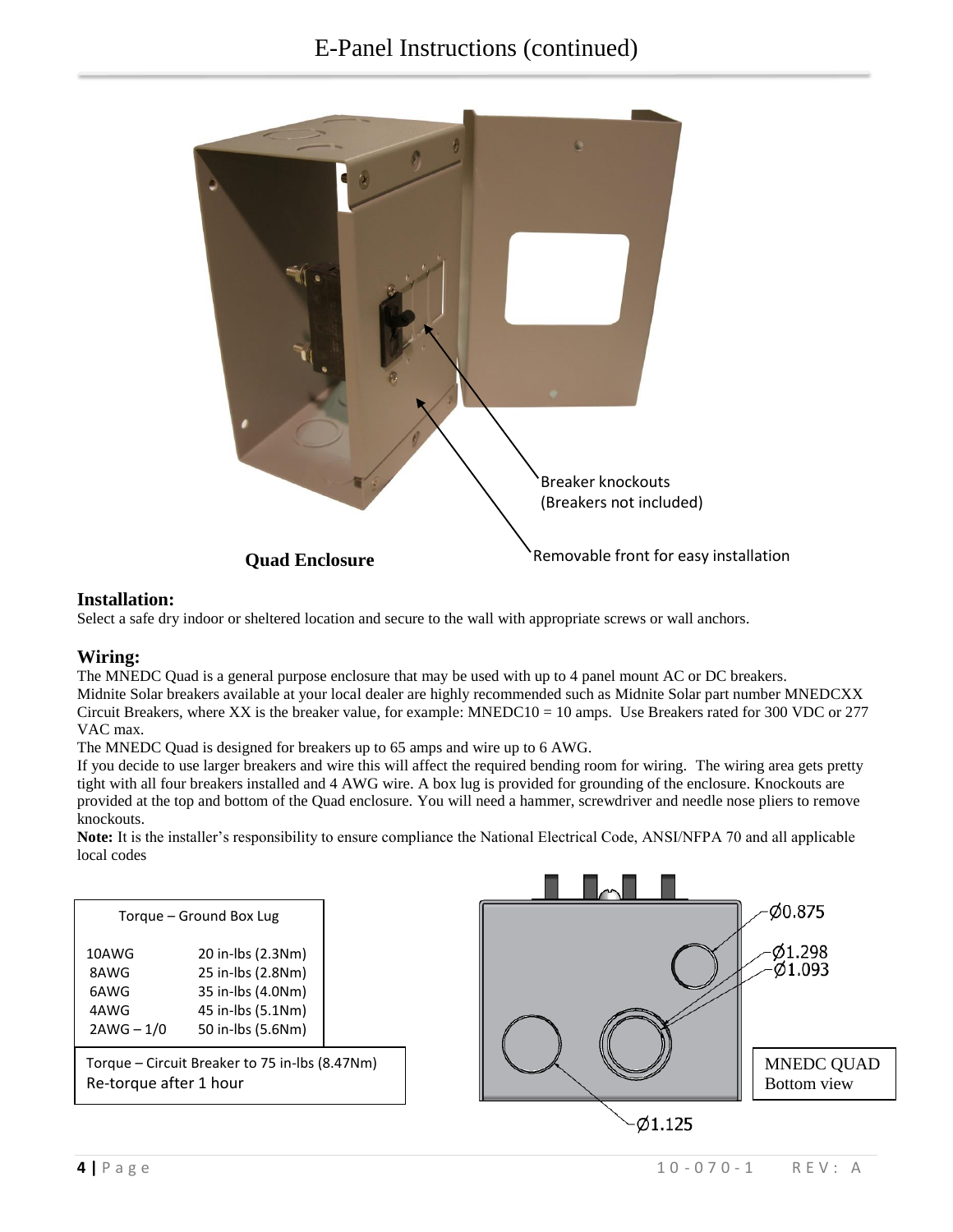# E-Panel Instructions (continued)

Breaker knockouts
(Breakers not included)

Removable front for easy installation

**Quad Enclosure**

## Installation:

Select a safe dry indoor or sheltered location and secure to the wall with appropriate screws or wall anchors.

## Wiring:

The MNEDC Quad is a general purpose enclosure that may be used with up to 4 panel mount AC or DC breakers.
Midnite Solar breakers available at your local dealer are highly recommended such as Midnite Solar part number MNEDCXX Circuit Breakers, where XX is the breaker value, for example: MNEDC10 = 10 amps. Use Breakers rated for 300 VDC or 277 VAC max.
The MNEDC Quad is designed for breakers up to 65 amps and wire up to 6 AWG.
If you decide to use larger breakers and wire this will affect the required bending room for wiring. The wiring area gets pretty tight with all four breakers installed and 4 AWG wire. A box lug is provided for grounding of the enclosure. Knockouts are provided at the top and bottom of the Quad enclosure. You will need a hammer, screwdriver and needle nose pliers to remove knockouts.
**Note:** It is the installer's responsibility to ensure compliance the National Electrical Code, ANSI/NFPA 70 and all applicable local codes

| Torque – Ground Box Lug | |
|---|---|
| 10AWG | 20 in-lbs (2.3Nm) |
| 8AWG | 25 in-lbs (2.8Nm) |
| 6AWG | 35 in-lbs (4.0Nm) |
| 4AWG | 45 in-lbs (5.1Nm) |
| 2AWG – 1/0 | 50 in-lbs (5.6Nm) |

Torque – Circuit Breaker to 75 in-lbs (8.47Nm)
Re-torque after 1 hour

Ø0.875
Ø1.298
Ø1.093
Ø1.125

MNEDC QUAD
Bottom view